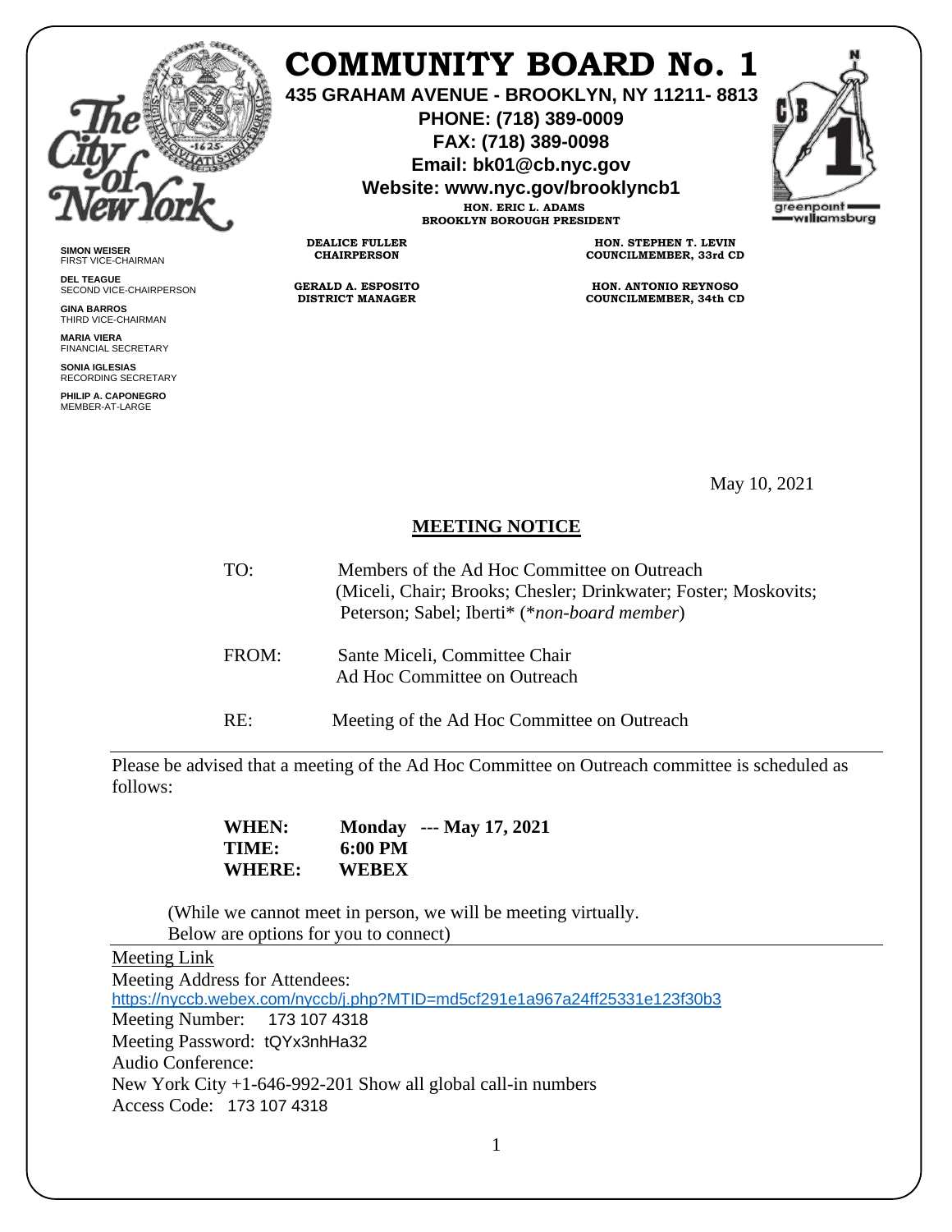# COMMUNITY BOARD No. 1

**435 GRAHAM AVENUE - BROOKLYN, NY 11211- 8813**
**PHONE: (718) 389-0009**
**FAX: (718) 389-0098**
**Email: bk01@cb.nyc.gov**
**Website: www.nyc.gov/brooklyncb1**

**HON. ERIC L. ADAMS**
**BROOKLYN BOROUGH PRESIDENT**

**DEALICE FULLER**
**CHAIRPERSON**

**GERALD A. ESPOSITO**
**DISTRICT MANAGER**

**HON. STEPHEN T. LEVIN**
**COUNCILMEMBER, 33rd CD**

**HON. ANTONIO REYNOSO**
**COUNCILMEMBER, 34th CD**

**SIMON WEISER**
FIRST VICE-CHAIRMAN

**DEL TEAGUE**
SECOND VICE-CHAIRPERSON

**GINA BARROS**
THIRD VICE-CHAIRMAN

**MARIA VIERA**
FINANCIAL SECRETARY

**SONIA IGLESIAS**
RECORDING SECRETARY

**PHILIP A. CAPONEGRO**
MEMBER-AT-LARGE

May 10, 2021

## MEETING NOTICE

TO: Members of the Ad Hoc Committee on Outreach
(Miceli, Chair; Brooks; Chesler; Drinkwater; Foster; Moskovits; Peterson; Sabel; Iberti* (**non-board member*)

FROM: Sante Miceli, Committee Chair
Ad Hoc Committee on Outreach

RE: Meeting of the Ad Hoc Committee on Outreach

---

Please be advised that a meeting of the Ad Hoc Committee on Outreach committee is scheduled as follows:

**WHEN:** **Monday --- May 17, 2021**
**TIME:** **6:00 PM**
**WHERE:** **WEBEX**

(While we cannot meet in person, we will be meeting virtually.
Below are options for you to connect)

---

Meeting Link
Meeting Address for Attendees:
https://nyccb.webex.com/nyccb/j.php?MTID=md5cf291e1a967a24ff25331e123f30b3
Meeting Number: 173 107 4318
Meeting Password: tQYx3nhHa32
Audio Conference:
New York City +1-646-992-201 Show all global call-in numbers
Access Code: 173 107 4318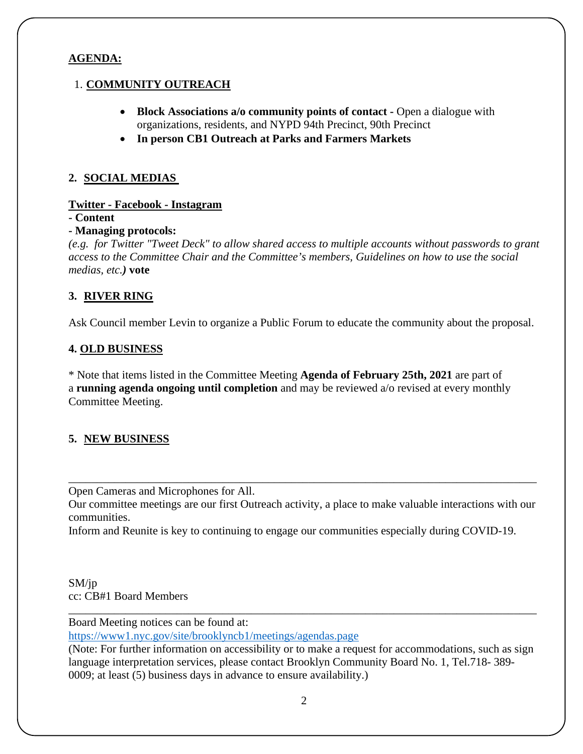**AGENDA:**

1. **COMMUNITY OUTREACH**

   - **Block Associations a/o community points of contact -** Open a dialogue with organizations, residents, and NYPD 94th Precinct, 90th Precinct
   - **In person CB1 Outreach at Parks and Farmers Markets**

**2. SOCIAL MEDIAS**

**Twitter - Facebook - Instagram**

**- Content**

**- Managing protocols:**

*(e.g. for Twitter "Tweet Deck" to allow shared access to multiple accounts without passwords to grant access to the Committee Chair and the Committee's members, Guidelines on how to use the social medias, etc.)* **vote**

**3. RIVER RING**

Ask Council member Levin to organize a Public Forum to educate the community about the proposal.

**4. OLD BUSINESS**

* Note that items listed in the Committee Meeting **Agenda of February 25th, 2021** are part of a **running agenda ongoing until completion** and may be reviewed a/o revised at every monthly Committee Meeting.

**5. NEW BUSINESS**

---

Open Cameras and Microphones for All.

Our committee meetings are our first Outreach activity, a place to make valuable interactions with our communities.

Inform and Reunite is key to continuing to engage our communities especially during COVID-19.

SM/jp

cc: CB#1 Board Members

---

Board Meeting notices can be found at:

https://www1.nyc.gov/site/brooklyncb1/meetings/agendas.page

(Note: For further information on accessibility or to make a request for accommodations, such as sign language interpretation services, please contact Brooklyn Community Board No. 1, Tel.718- 389-0009; at least (5) business days in advance to ensure availability.)